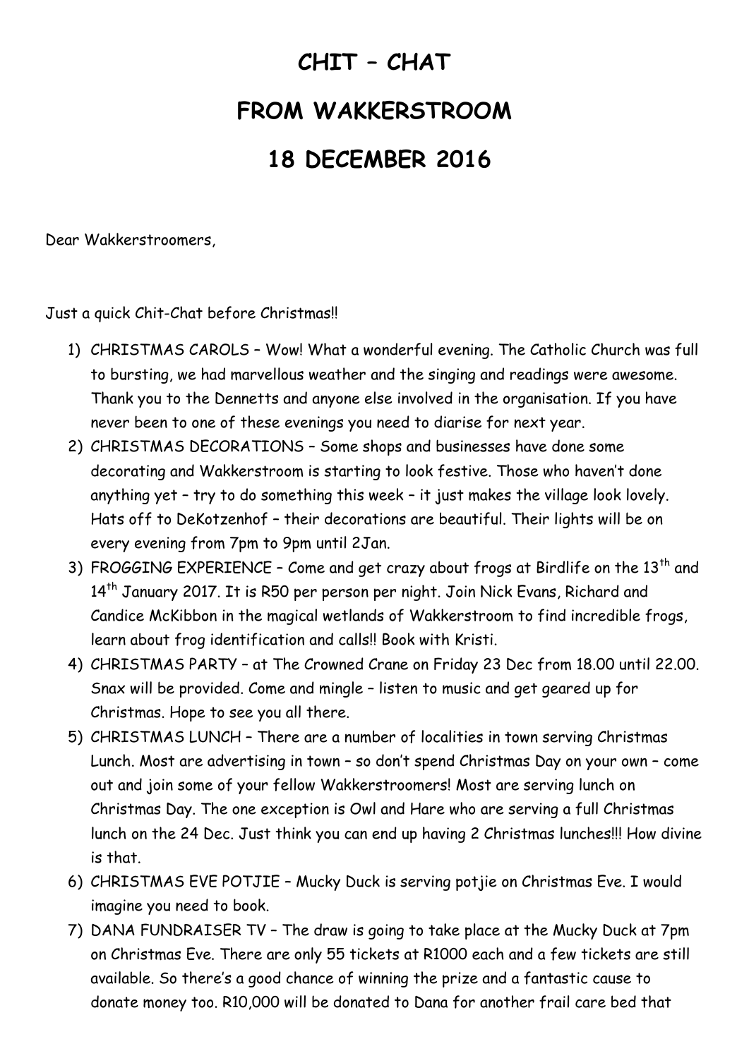# CHIT – CHAT

# FROM WAKKERSTROOM

# 18 DECEMBER 2016

Dear Wakkerstroomers,

Just a quick Chit-Chat before Christmas!!

1) CHRISTMAS CAROLS – Wow! What a wonderful evening. The Catholic Church was full to bursting, we had marvellous weather and the singing and readings were awesome. Thank you to the Dennetts and anyone else involved in the organisation. If you have never been to one of these evenings you need to diarise for next year.
2) CHRISTMAS DECORATIONS – Some shops and businesses have done some decorating and Wakkerstroom is starting to look festive. Those who haven't done anything yet – try to do something this week – it just makes the village look lovely. Hats off to DeKotzenhof – their decorations are beautiful. Their lights will be on every evening from 7pm to 9pm until 2Jan.
3) FROGGING EXPERIENCE – Come and get crazy about frogs at Birdlife on the 13th and 14th January 2017. It is R50 per person per night. Join Nick Evans, Richard and Candice McKibbon in the magical wetlands of Wakkerstroom to find incredible frogs, learn about frog identification and calls!! Book with Kristi.
4) CHRISTMAS PARTY – at The Crowned Crane on Friday 23 Dec from 18.00 until 22.00. Snax will be provided. Come and mingle – listen to music and get geared up for Christmas. Hope to see you all there.
5) CHRISTMAS LUNCH – There are a number of localities in town serving Christmas Lunch. Most are advertising in town – so don't spend Christmas Day on your own – come out and join some of your fellow Wakkerstroomers! Most are serving lunch on Christmas Day. The one exception is Owl and Hare who are serving a full Christmas lunch on the 24 Dec. Just think you can end up having 2 Christmas lunches!!! How divine is that.
6) CHRISTMAS EVE POTJIE – Mucky Duck is serving potjie on Christmas Eve. I would imagine you need to book.
7) DANA FUNDRAISER TV – The draw is going to take place at the Mucky Duck at 7pm on Christmas Eve. There are only 55 tickets at R1000 each and a few tickets are still available. So there's a good chance of winning the prize and a fantastic cause to donate money too. R10,000 will be donated to Dana for another frail care bed that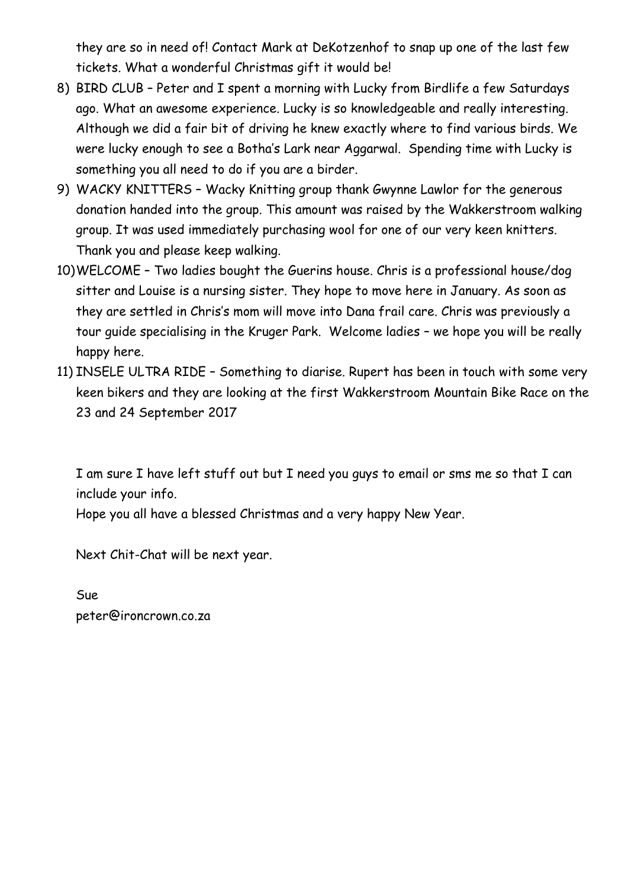they are so in need of! Contact Mark at DeKotzenhof to snap up one of the last few tickets. What a wonderful Christmas gift it would be!

8) BIRD CLUB – Peter and I spent a morning with Lucky from Birdlife a few Saturdays ago. What an awesome experience. Lucky is so knowledgeable and really interesting. Although we did a fair bit of driving he knew exactly where to find various birds. We were lucky enough to see a Botha's Lark near Aggarwal. Spending time with Lucky is something you all need to do if you are a birder.
9) WACKY KNITTERS – Wacky Knitting group thank Gwynne Lawlor for the generous donation handed into the group. This amount was raised by the Wakkerstroom walking group. It was used immediately purchasing wool for one of our very keen knitters. Thank you and please keep walking.
10) WELCOME – Two ladies bought the Guerins house. Chris is a professional house/dog sitter and Louise is a nursing sister. They hope to move here in January. As soon as they are settled in Chris's mom will move into Dana frail care. Chris was previously a tour guide specialising in the Kruger Park. Welcome ladies – we hope you will be really happy here.
11) INSELE ULTRA RIDE – Something to diarise. Rupert has been in touch with some very keen bikers and they are looking at the first Wakkerstroom Mountain Bike Race on the 23 and 24 September 2017

I am sure I have left stuff out but I need you guys to email or sms me so that I can include your info.

Hope you all have a blessed Christmas and a very happy New Year.

Next Chit-Chat will be next year.

Sue

peter@ironcrown.co.za